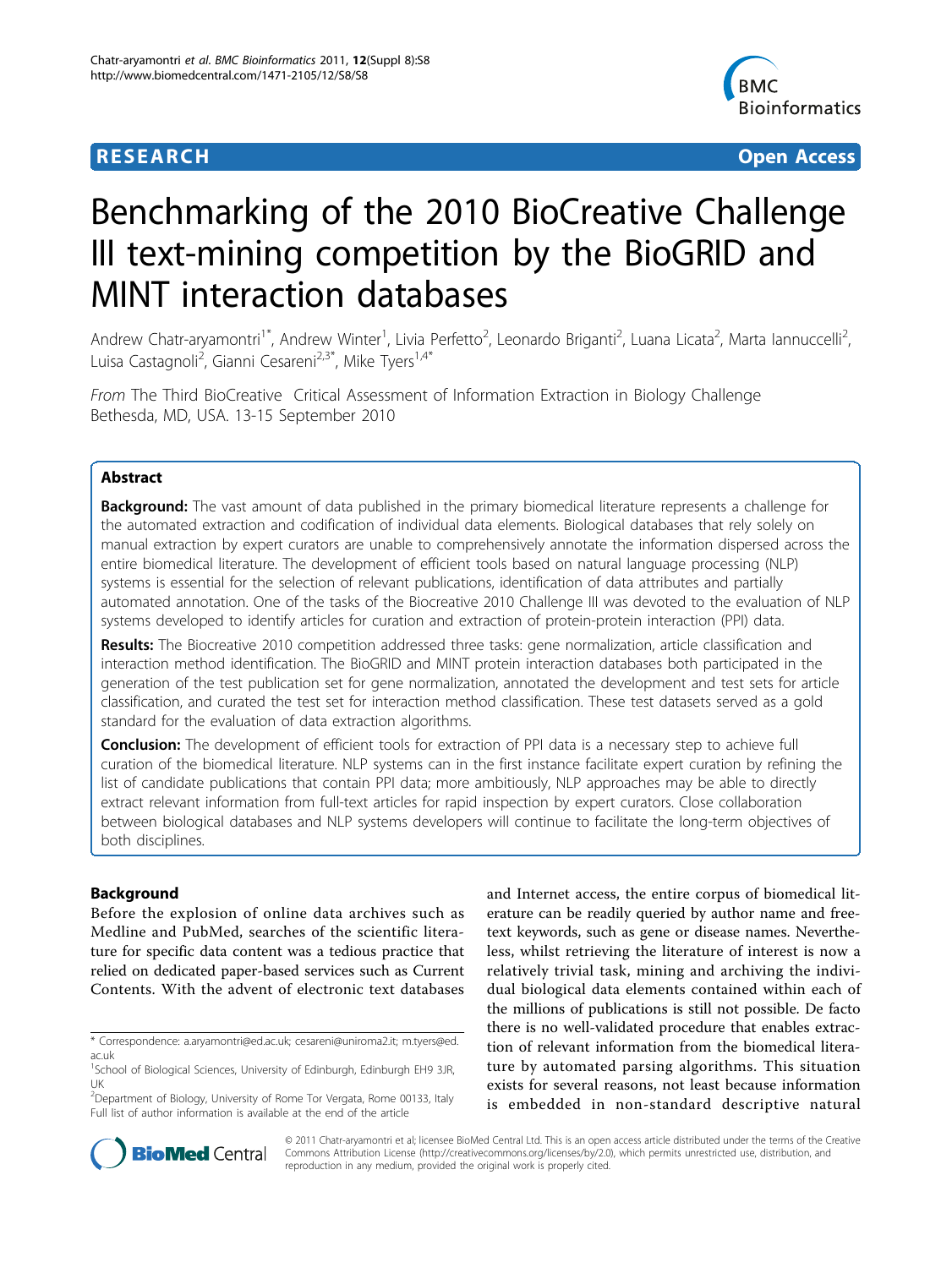RESEARCH Open Access

# Benchmarking of the 2010 BioCreative Challenge III text-mining competition by the BioGRID and MINT interaction databases

Andrew Chatr-aryamontri[1*], Andrew Winter[1], Livia Perfetto[2], Leonardo Briganti[2], Luana Licata[2], Marta Iannuccelli[2], Luisa Castagnoli[2], Gianni Cesareni[2,3*], Mike Tyers[1,4*]

*From* The Third BioCreative Critical Assessment of Information Extraction in Biology Challenge
Bethesda, MD, USA. 13-15 September 2010

## Abstract

**Background:** The vast amount of data published in the primary biomedical literature represents a challenge for the automated extraction and codification of individual data elements. Biological databases that rely solely on manual extraction by expert curators are unable to comprehensively annotate the information dispersed across the entire biomedical literature. The development of efficient tools based on natural language processing (NLP) systems is essential for the selection of relevant publications, identification of data attributes and partially automated annotation. One of the tasks of the Biocreative 2010 Challenge III was devoted to the evaluation of NLP systems developed to identify articles for curation and extraction of protein-protein interaction (PPI) data.

**Results:** The Biocreative 2010 competition addressed three tasks: gene normalization, article classification and interaction method identification. The BioGRID and MINT protein interaction databases both participated in the generation of the test publication set for gene normalization, annotated the development and test sets for article classification, and curated the test set for interaction method classification. These test datasets served as a gold standard for the evaluation of data extraction algorithms.

**Conclusion:** The development of efficient tools for extraction of PPI data is a necessary step to achieve full curation of the biomedical literature. NLP systems can in the first instance facilitate expert curation by refining the list of candidate publications that contain PPI data; more ambitiously, NLP approaches may be able to directly extract relevant information from full-text articles for rapid inspection by expert curators. Close collaboration between biological databases and NLP systems developers will continue to facilitate the long-term objectives of both disciplines.

## Background

Before the explosion of online data archives such as Medline and PubMed, searches of the scientific literature for specific data content was a tedious practice that relied on dedicated paper-based services such as Current Contents. With the advent of electronic text databases and Internet access, the entire corpus of biomedical literature can be readily queried by author name and free-text keywords, such as gene or disease names. Nevertheless, whilst retrieving the literature of interest is now a relatively trivial task, mining and archiving the individual biological data elements contained within each of the millions of publications is still not possible. De facto there is no well-validated procedure that enables extraction of relevant information from the biomedical literature by automated parsing algorithms. This situation exists for several reasons, not least because information is embedded in non-standard descriptive natural

\* Correspondence: a.aryamontri@ed.ac.uk; cesareni@uniroma2.it; m.tyers@ed.ac.uk
[1]School of Biological Sciences, University of Edinburgh, Edinburgh EH9 3JR, UK
[2]Department of Biology, University of Rome Tor Vergata, Rome 00133, Italy
Full list of author information is available at the end of the article

© 2011 Chatr-aryamontri et al; licensee BioMed Central Ltd. This is an open access article distributed under the terms of the Creative Commons Attribution License (http://creativecommons.org/licenses/by/2.0), which permits unrestricted use, distribution, and reproduction in any medium, provided the original work is properly cited.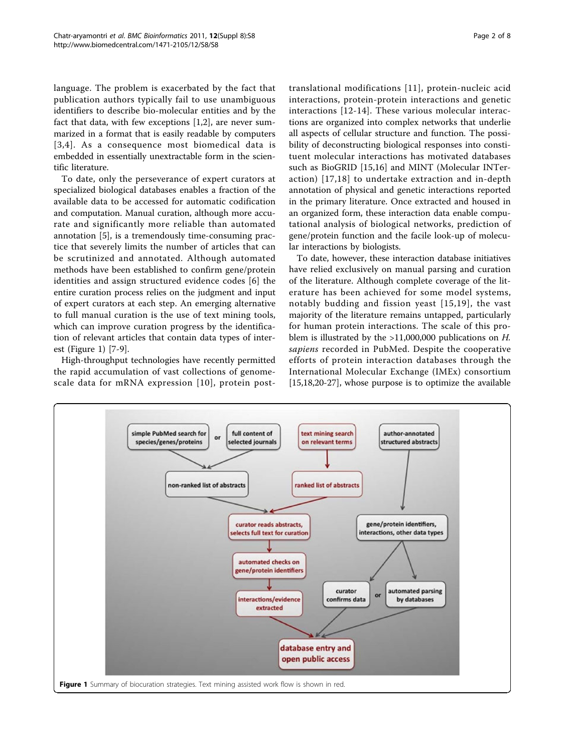language. The problem is exacerbated by the fact that publication authors typically fail to use unambiguous identifiers to describe bio-molecular entities and by the fact that data, with few exceptions [1,2], are never summarized in a format that is easily readable by computers [3,4]. As a consequence most biomedical data is embedded in essentially unextractable form in the scientific literature.

To date, only the perseverance of expert curators at specialized biological databases enables a fraction of the available data to be accessed for automatic codification and computation. Manual curation, although more accurate and significantly more reliable than automated annotation [5], is a tremendously time-consuming practice that severely limits the number of articles that can be scrutinized and annotated. Although automated methods have been established to confirm gene/protein identities and assign structured evidence codes [6] the entire curation process relies on the judgment and input of expert curators at each step. An emerging alternative to full manual curation is the use of text mining tools, which can improve curation progress by the identification of relevant articles that contain data types of interest (Figure 1) [7-9].

High-throughput technologies have recently permitted the rapid accumulation of vast collections of genome-scale data for mRNA expression [10], protein post-translational modifications [11], protein-nucleic acid interactions, protein-protein interactions and genetic interactions [12-14]. These various molecular interactions are organized into complex networks that underlie all aspects of cellular structure and function. The possibility of deconstructing biological responses into constituent molecular interactions has motivated databases such as BioGRID [15,16] and MINT (Molecular INTeraction) [17,18] to undertake extraction and in-depth annotation of physical and genetic interactions reported in the primary literature. Once extracted and housed in an organized form, these interaction data enable computational analysis of biological networks, prediction of gene/protein function and the facile look-up of molecular interactions by biologists.

To date, however, these interaction database initiatives have relied exclusively on manual parsing and curation of the literature. Although complete coverage of the literature has been achieved for some model systems, notably budding and fission yeast [15,19], the vast majority of the literature remains untapped, particularly for human protein interactions. The scale of this problem is illustrated by the >11,000,000 publications on *H. sapiens* recorded in PubMed. Despite the cooperative efforts of protein interaction databases through the International Molecular Exchange (IMEx) consortium [15,18,20-27], whose purpose is to optimize the available

**Figure 1** Summary of biocuration strategies. Text mining assisted work flow is shown in red.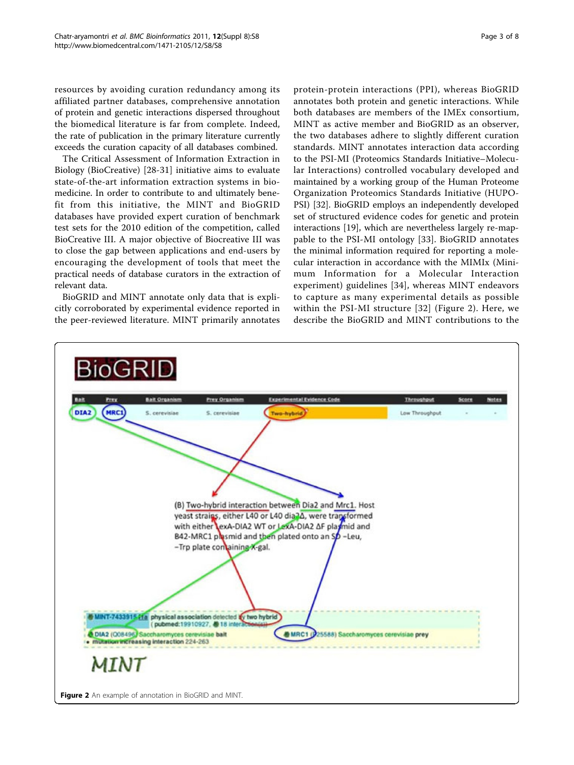resources by avoiding curation redundancy among its affiliated partner databases, comprehensive annotation of protein and genetic interactions dispersed throughout the biomedical literature is far from complete. Indeed, the rate of publication in the primary literature currently exceeds the curation capacity of all databases combined.

The Critical Assessment of Information Extraction in Biology (BioCreative) [28-31] initiative aims to evaluate state-of-the-art information extraction systems in biomedicine. In order to contribute to and ultimately benefit from this initiative, the MINT and BioGRID databases have provided expert curation of benchmark test sets for the 2010 edition of the competition, called BioCreative III. A major objective of Biocreative III was to close the gap between applications and end-users by encouraging the development of tools that meet the practical needs of database curators in the extraction of relevant data.

BioGRID and MINT annotate only data that is explicitly corroborated by experimental evidence reported in the peer-reviewed literature. MINT primarily annotates protein-protein interactions (PPI), whereas BioGRID annotates both protein and genetic interactions. While both databases are members of the IMEx consortium, MINT as active member and BioGRID as an observer, the two databases adhere to slightly different curation standards. MINT annotates interaction data according to the PSI-MI (Proteomics Standards Initiative–Molecular Interactions) controlled vocabulary developed and maintained by a working group of the Human Proteome Organization Proteomics Standards Initiative (HUPO-PSI) [32]. BioGRID employs an independently developed set of structured evidence codes for genetic and protein interactions [19], which are nevertheless largely re-mappable to the PSI-MI ontology [33]. BioGRID annotates the minimal information required for reporting a molecular interaction in accordance with the MIMIx (Minimum Information for a Molecular Interaction experiment) guidelines [34], whereas MINT endeavors to capture as many experimental details as possible within the PSI-MI structure [32] (Figure 2). Here, we describe the BioGRID and MINT contributions to the

**Figure 2** An example of annotation in BioGRID and MINT.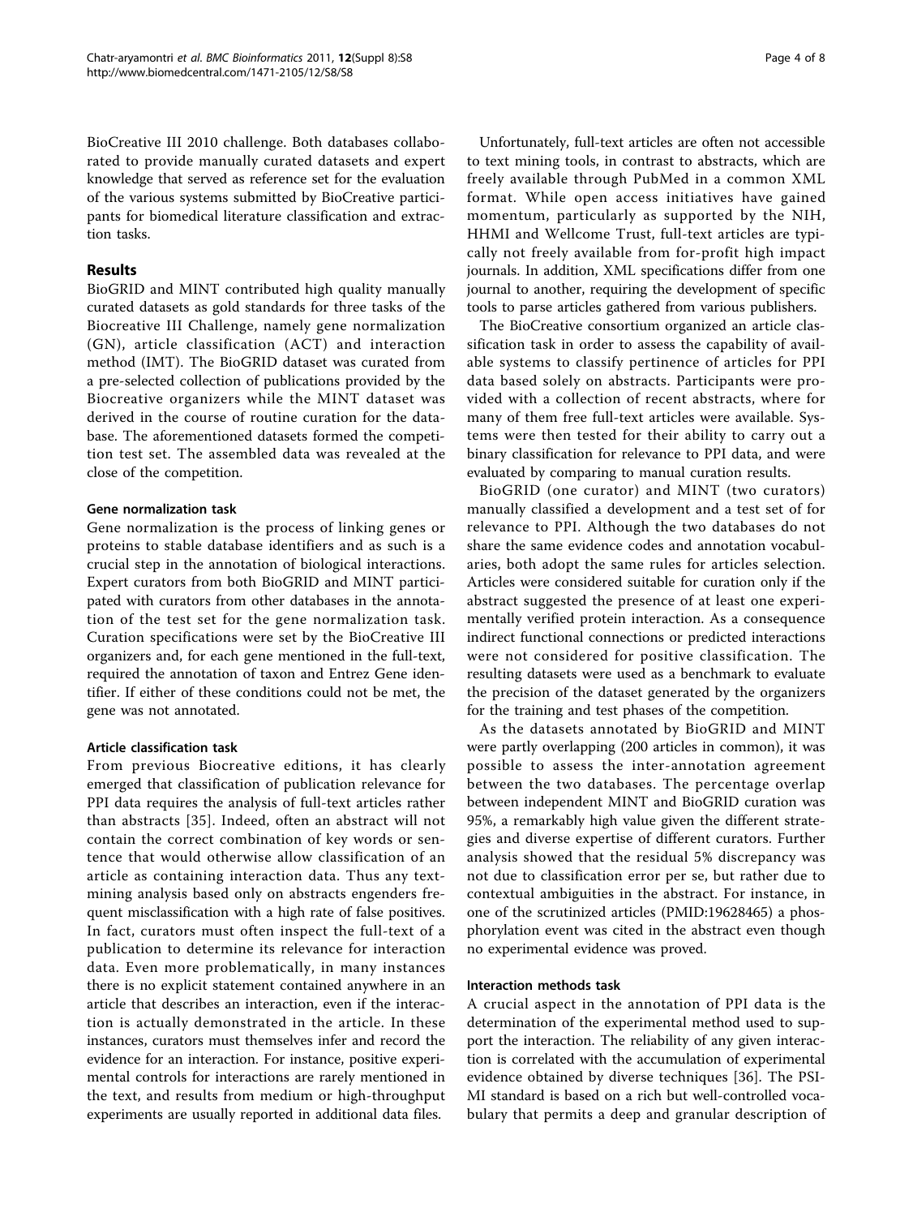BioCreative III 2010 challenge. Both databases collaborated to provide manually curated datasets and expert knowledge that served as reference set for the evaluation of the various systems submitted by BioCreative participants for biomedical literature classification and extraction tasks.

## Results

BioGRID and MINT contributed high quality manually curated datasets as gold standards for three tasks of the Biocreative III Challenge, namely gene normalization (GN), article classification (ACT) and interaction method (IMT). The BioGRID dataset was curated from a pre-selected collection of publications provided by the Biocreative organizers while the MINT dataset was derived in the course of routine curation for the database. The aforementioned datasets formed the competition test set. The assembled data was revealed at the close of the competition.

### Gene normalization task

Gene normalization is the process of linking genes or proteins to stable database identifiers and as such is a crucial step in the annotation of biological interactions. Expert curators from both BioGRID and MINT participated with curators from other databases in the annotation of the test set for the gene normalization task. Curation specifications were set by the BioCreative III organizers and, for each gene mentioned in the full-text, required the annotation of taxon and Entrez Gene identifier. If either of these conditions could not be met, the gene was not annotated.

### Article classification task

From previous Biocreative editions, it has clearly emerged that classification of publication relevance for PPI data requires the analysis of full-text articles rather than abstracts [35]. Indeed, often an abstract will not contain the correct combination of key words or sentence that would otherwise allow classification of an article as containing interaction data. Thus any text-mining analysis based only on abstracts engenders frequent misclassification with a high rate of false positives. In fact, curators must often inspect the full-text of a publication to determine its relevance for interaction data. Even more problematically, in many instances there is no explicit statement contained anywhere in an article that describes an interaction, even if the interaction is actually demonstrated in the article. In these instances, curators must themselves infer and record the evidence for an interaction. For instance, positive experimental controls for interactions are rarely mentioned in the text, and results from medium or high-throughput experiments are usually reported in additional data files.

Unfortunately, full-text articles are often not accessible to text mining tools, in contrast to abstracts, which are freely available through PubMed in a common XML format. While open access initiatives have gained momentum, particularly as supported by the NIH, HHMI and Wellcome Trust, full-text articles are typically not freely available from for-profit high impact journals. In addition, XML specifications differ from one journal to another, requiring the development of specific tools to parse articles gathered from various publishers.

The BioCreative consortium organized an article classification task in order to assess the capability of available systems to classify pertinence of articles for PPI data based solely on abstracts. Participants were provided with a collection of recent abstracts, where for many of them free full-text articles were available. Systems were then tested for their ability to carry out a binary classification for relevance to PPI data, and were evaluated by comparing to manual curation results.

BioGRID (one curator) and MINT (two curators) manually classified a development and a test set of for relevance to PPI. Although the two databases do not share the same evidence codes and annotation vocabularies, both adopt the same rules for articles selection. Articles were considered suitable for curation only if the abstract suggested the presence of at least one experimentally verified protein interaction. As a consequence indirect functional connections or predicted interactions were not considered for positive classification. The resulting datasets were used as a benchmark to evaluate the precision of the dataset generated by the organizers for the training and test phases of the competition.

As the datasets annotated by BioGRID and MINT were partly overlapping (200 articles in common), it was possible to assess the inter-annotation agreement between the two databases. The percentage overlap between independent MINT and BioGRID curation was 95%, a remarkably high value given the different strategies and diverse expertise of different curators. Further analysis showed that the residual 5% discrepancy was not due to classification error per se, but rather due to contextual ambiguities in the abstract. For instance, in one of the scrutinized articles (PMID:19628465) a phosphorylation event was cited in the abstract even though no experimental evidence was proved.

### Interaction methods task

A crucial aspect in the annotation of PPI data is the determination of the experimental method used to support the interaction. The reliability of any given interaction is correlated with the accumulation of experimental evidence obtained by diverse techniques [36]. The PSI-MI standard is based on a rich but well-controlled vocabulary that permits a deep and granular description of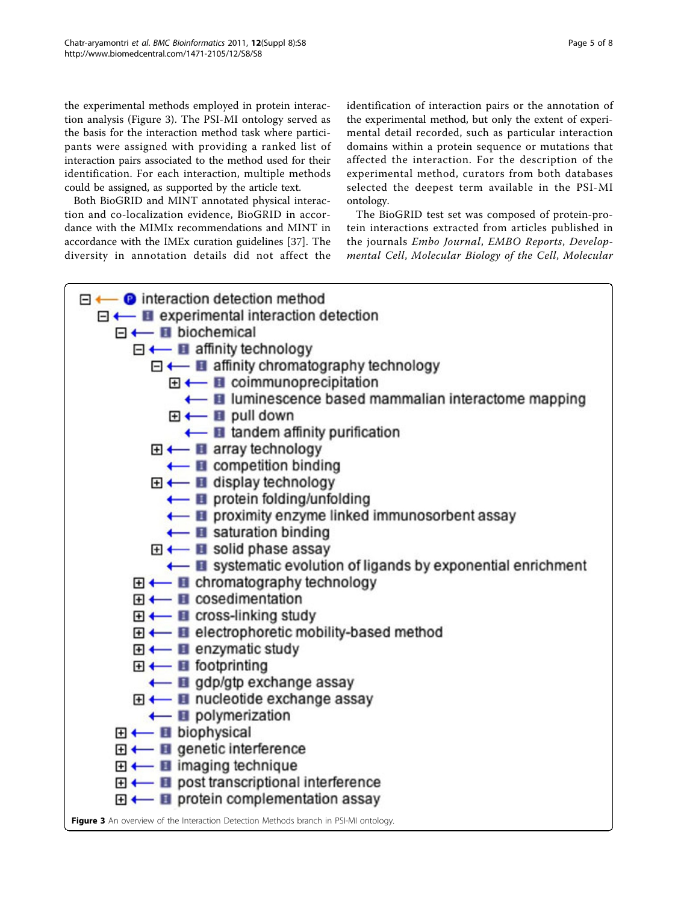the experimental methods employed in protein interaction analysis (Figure 3). The PSI-MI ontology served as the basis for the interaction method task where participants were assigned with providing a ranked list of interaction pairs associated to the method used for their identification. For each interaction, multiple methods could be assigned, as supported by the article text.

Both BioGRID and MINT annotated physical interaction and co-localization evidence, BioGRID in accordance with the MIMIx recommendations and MINT in accordance with the IMEx curation guidelines [37]. The diversity in annotation details did not affect the identification of interaction pairs or the annotation of the experimental method, but only the extent of experimental detail recorded, such as particular interaction domains within a protein sequence or mutations that affected the interaction. For the description of the experimental method, curators from both databases selected the deepest term available in the PSI-MI ontology.

The BioGRID test set was composed of protein-protein interactions extracted from articles published in the journals *Embo Journal*, *EMBO Reports*, *Developmental Cell*, *Molecular Biology of the Cell*, *Molecular*

- interaction detection method
  - experimental interaction detection
    - biochemical
      - affinity technology
        - affinity chromatography technology
          - coimmunoprecipitation
          - luminescence based mammalian interactome mapping
          - pull down
          - tandem affinity purification
        - array technology
        - competition binding
        - display technology
        - protein folding/unfolding
        - proximity enzyme linked immunosorbent assay
        - saturation binding
        - solid phase assay
        - systematic evolution of ligands by exponential enrichment
      - chromatography technology
      - cosedimentation
      - cross-linking study
      - electrophoretic mobility-based method
      - enzymatic study
      - footprinting
      - gdp/gtp exchange assay
      - nucleotide exchange assay
      - polymerization
    - biophysical
    - genetic interference
    - imaging technique
    - post transcriptional interference
    - protein complementation assay

**Figure 3** An overview of the Interaction Detection Methods branch in PSI-MI ontology.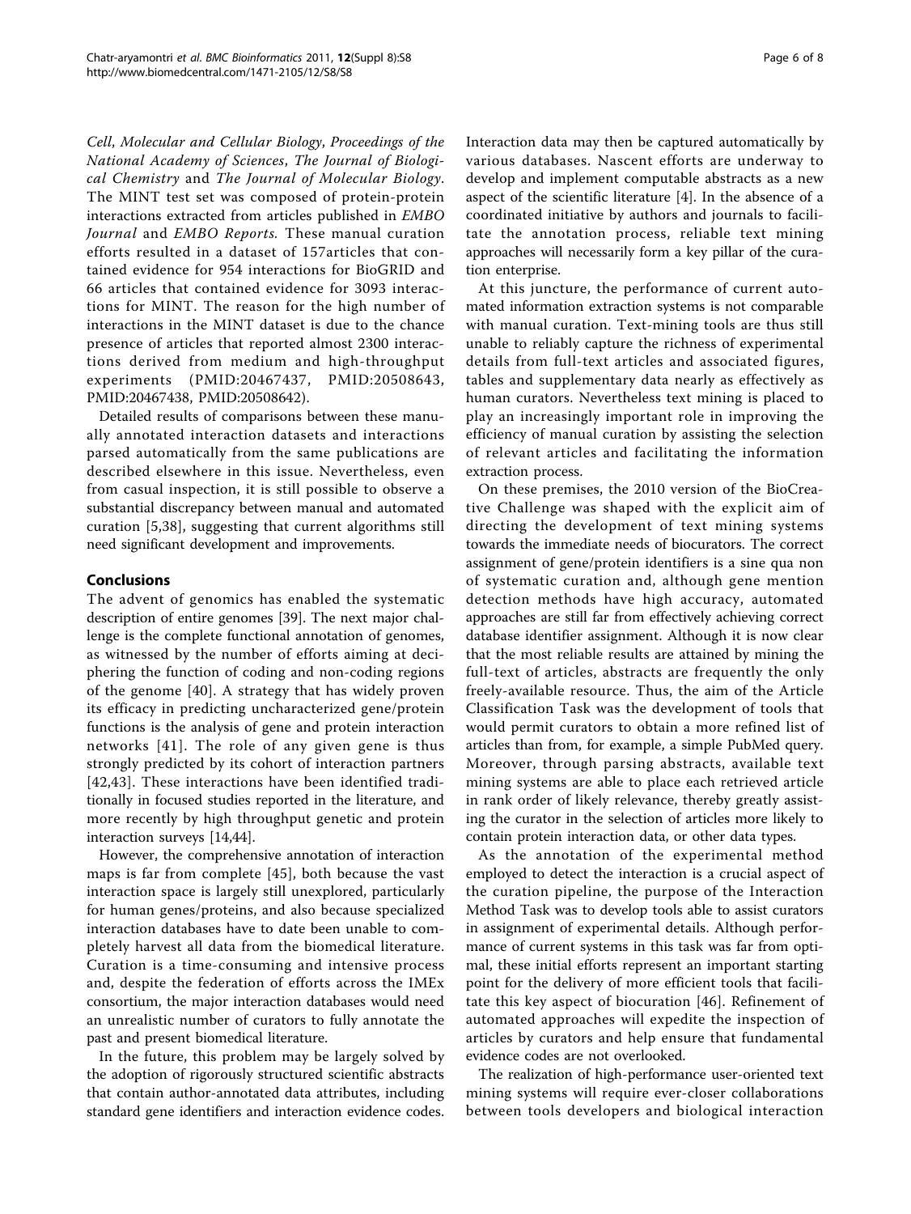*Cell*, *Molecular and Cellular Biology*, *Proceedings of the National Academy of Sciences*, *The Journal of Biological Chemistry* and *The Journal of Molecular Biology*. The MINT test set was composed of protein-protein interactions extracted from articles published in *EMBO Journal* and *EMBO Reports.* These manual curation efforts resulted in a dataset of 157articles that contained evidence for 954 interactions for BioGRID and 66 articles that contained evidence for 3093 interactions for MINT. The reason for the high number of interactions in the MINT dataset is due to the chance presence of articles that reported almost 2300 interactions derived from medium and high-throughput experiments (PMID:20467437, PMID:20508643, PMID:20467438, PMID:20508642).

Detailed results of comparisons between these manually annotated interaction datasets and interactions parsed automatically from the same publications are described elsewhere in this issue. Nevertheless, even from casual inspection, it is still possible to observe a substantial discrepancy between manual and automated curation [5,38], suggesting that current algorithms still need significant development and improvements.

## Conclusions

The advent of genomics has enabled the systematic description of entire genomes [39]. The next major challenge is the complete functional annotation of genomes, as witnessed by the number of efforts aiming at deciphering the function of coding and non-coding regions of the genome [40]. A strategy that has widely proven its efficacy in predicting uncharacterized gene/protein functions is the analysis of gene and protein interaction networks [41]. The role of any given gene is thus strongly predicted by its cohort of interaction partners [42,43]. These interactions have been identified traditionally in focused studies reported in the literature, and more recently by high throughput genetic and protein interaction surveys [14,44].

However, the comprehensive annotation of interaction maps is far from complete [45], both because the vast interaction space is largely still unexplored, particularly for human genes/proteins, and also because specialized interaction databases have to date been unable to completely harvest all data from the biomedical literature. Curation is a time-consuming and intensive process and, despite the federation of efforts across the IMEx consortium, the major interaction databases would need an unrealistic number of curators to fully annotate the past and present biomedical literature.

In the future, this problem may be largely solved by the adoption of rigorously structured scientific abstracts that contain author-annotated data attributes, including standard gene identifiers and interaction evidence codes. Interaction data may then be captured automatically by various databases. Nascent efforts are underway to develop and implement computable abstracts as a new aspect of the scientific literature [4]. In the absence of a coordinated initiative by authors and journals to facilitate the annotation process, reliable text mining approaches will necessarily form a key pillar of the curation enterprise.

At this juncture, the performance of current automated information extraction systems is not comparable with manual curation. Text-mining tools are thus still unable to reliably capture the richness of experimental details from full-text articles and associated figures, tables and supplementary data nearly as effectively as human curators. Nevertheless text mining is placed to play an increasingly important role in improving the efficiency of manual curation by assisting the selection of relevant articles and facilitating the information extraction process.

On these premises, the 2010 version of the BioCreative Challenge was shaped with the explicit aim of directing the development of text mining systems towards the immediate needs of biocurators. The correct assignment of gene/protein identifiers is a sine qua non of systematic curation and, although gene mention detection methods have high accuracy, automated approaches are still far from effectively achieving correct database identifier assignment. Although it is now clear that the most reliable results are attained by mining the full-text of articles, abstracts are frequently the only freely-available resource. Thus, the aim of the Article Classification Task was the development of tools that would permit curators to obtain a more refined list of articles than from, for example, a simple PubMed query. Moreover, through parsing abstracts, available text mining systems are able to place each retrieved article in rank order of likely relevance, thereby greatly assisting the curator in the selection of articles more likely to contain protein interaction data, or other data types.

As the annotation of the experimental method employed to detect the interaction is a crucial aspect of the curation pipeline, the purpose of the Interaction Method Task was to develop tools able to assist curators in assignment of experimental details. Although performance of current systems in this task was far from optimal, these initial efforts represent an important starting point for the delivery of more efficient tools that facilitate this key aspect of biocuration [46]. Refinement of automated approaches will expedite the inspection of articles by curators and help ensure that fundamental evidence codes are not overlooked.

The realization of high-performance user-oriented text mining systems will require ever-closer collaborations between tools developers and biological interaction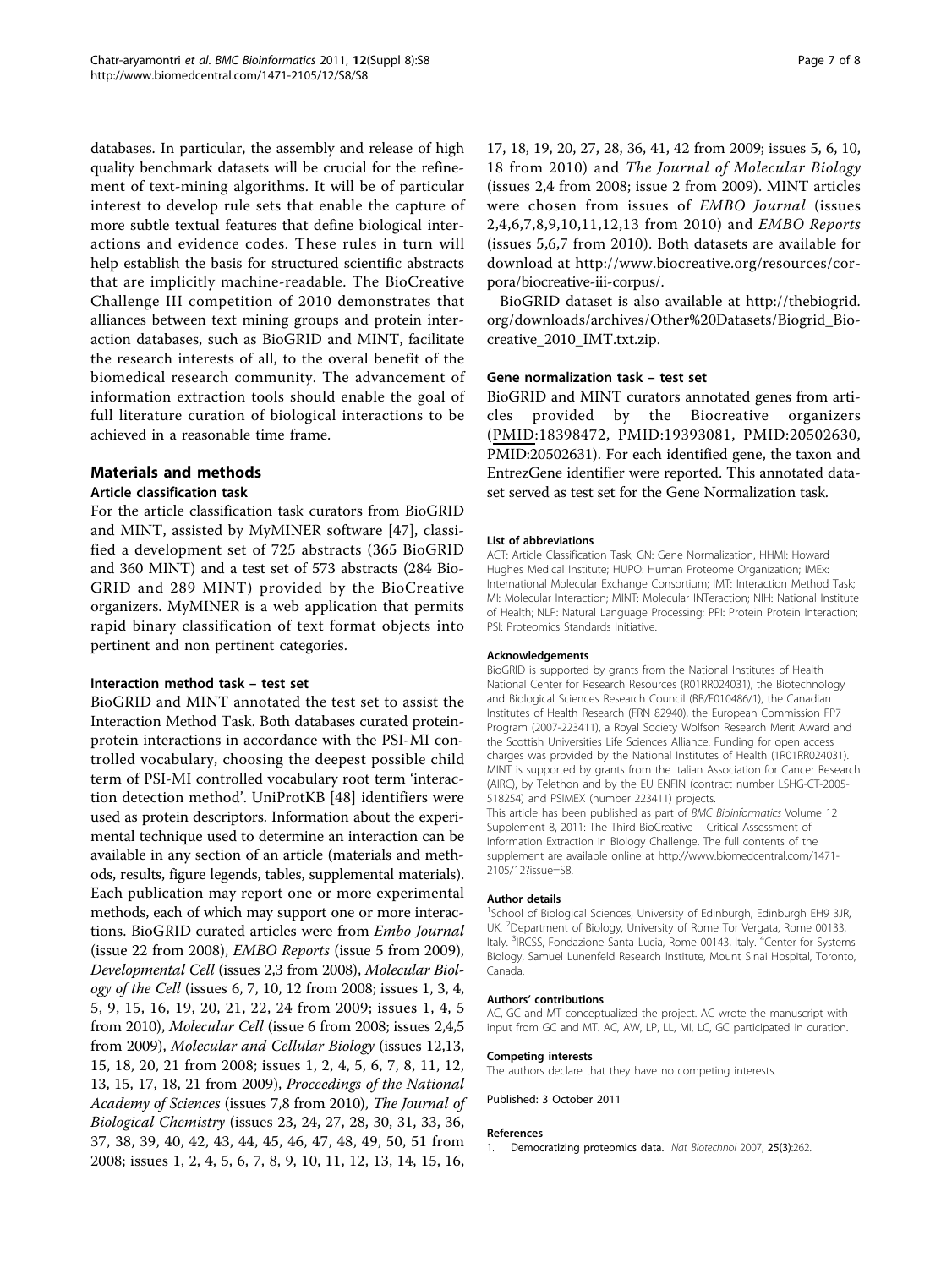databases. In particular, the assembly and release of high quality benchmark datasets will be crucial for the refinement of text-mining algorithms. It will be of particular interest to develop rule sets that enable the capture of more subtle textual features that define biological interactions and evidence codes. These rules in turn will help establish the basis for structured scientific abstracts that are implicitly machine-readable. The BioCreative Challenge III competition of 2010 demonstrates that alliances between text mining groups and protein interaction databases, such as BioGRID and MINT, facilitate the research interests of all, to the overal benefit of the biomedical research community. The advancement of information extraction tools should enable the goal of full literature curation of biological interactions to be achieved in a reasonable time frame.

## Materials and methods

### Article classification task

For the article classification task curators from BioGRID and MINT, assisted by MyMINER software [47], classified a development set of 725 abstracts (365 BioGRID and 360 MINT) and a test set of 573 abstracts (284 BioGRID and 289 MINT) provided by the BioCreative organizers. MyMINER is a web application that permits rapid binary classification of text format objects into pertinent and non pertinent categories.

### Interaction method task – test set

BioGRID and MINT annotated the test set to assist the Interaction Method Task. Both databases curated protein-protein interactions in accordance with the PSI-MI controlled vocabulary, choosing the deepest possible child term of PSI-MI controlled vocabulary root term 'interaction detection method'. UniProtKB [48] identifiers were used as protein descriptors. Information about the experimental technique used to determine an interaction can be available in any section of an article (materials and methods, results, figure legends, tables, supplemental materials). Each publication may report one or more experimental methods, each of which may support one or more interactions. BioGRID curated articles were from *Embo Journal* (issue 22 from 2008), *EMBO Reports* (issue 5 from 2009), *Developmental Cell* (issues 2,3 from 2008), *Molecular Biology of the Cell* (issues 6, 7, 10, 12 from 2008; issues 1, 3, 4, 5, 9, 15, 16, 19, 20, 21, 22, 24 from 2009; issues 1, 4, 5 from 2010), *Molecular Cell* (issue 6 from 2008; issues 2,4,5 from 2009), *Molecular and Cellular Biology* (issues 12,13, 15, 18, 20, 21 from 2008; issues 1, 2, 4, 5, 6, 7, 8, 11, 12, 13, 15, 17, 18, 21 from 2009), *Proceedings of the National Academy of Sciences* (issues 7,8 from 2010), *The Journal of Biological Chemistry* (issues 23, 24, 27, 28, 30, 31, 33, 36, 37, 38, 39, 40, 42, 43, 44, 45, 46, 47, 48, 49, 50, 51 from 2008; issues 1, 2, 4, 5, 6, 7, 8, 9, 10, 11, 12, 13, 14, 15, 16, 17, 18, 19, 20, 27, 28, 36, 41, 42 from 2009; issues 5, 6, 10, 18 from 2010) and *The Journal of Molecular Biology* (issues 2,4 from 2008; issue 2 from 2009). MINT articles were chosen from issues of *EMBO Journal* (issues 2,4,6,7,8,9,10,11,12,13 from 2010) and *EMBO Reports* (issues 5,6,7 from 2010). Both datasets are available for download at http://www.biocreative.org/resources/corpora/biocreative-iii-corpus/.

BioGRID dataset is also available at http://thebiogrid.org/downloads/archives/Other%20Datasets/Biogrid_Biocreative_2010_IMT.txt.zip.

### Gene normalization task – test set

BioGRID and MINT curators annotated genes from articles provided by the Biocreative organizers (PMID:18398472, PMID:19393081, PMID:20502630, PMID:20502631). For each identified gene, the taxon and EntrezGene identifier were reported. This annotated dataset served as test set for the Gene Normalization task.

#### List of abbreviations

ACT: Article Classification Task; GN: Gene Normalization, HHMI: Howard Hughes Medical Institute; HUPO: Human Proteome Organization; IMEx: International Molecular Exchange Consortium; IMT: Interaction Method Task; MI: Molecular Interaction; MINT: Molecular INTeraction; NIH: National Institute of Health; NLP: Natural Language Processing; PPI: Protein Protein Interaction; PSI: Proteomics Standards Initiative.

#### Acknowledgements

BioGRID is supported by grants from the National Institutes of Health National Center for Research Resources (R01RR024031), the Biotechnology and Biological Sciences Research Council (BB/F010486/1), the Canadian Institutes of Health Research (FRN 82940), the European Commission FP7 Program (2007-223411), a Royal Society Wolfson Research Merit Award and the Scottish Universities Life Sciences Alliance. Funding for open access charges was provided by the National Institutes of Health (1R01RR024031). MINT is supported by grants from the Italian Association for Cancer Research (AIRC), by Telethon and by the EU ENFIN (contract number LSHG-CT-2005-518254) and PSIMEX (number 223411) projects.

This article has been published as part of *BMC Bioinformatics* Volume 12 Supplement 8, 2011: The Third BioCreative – Critical Assessment of Information Extraction in Biology Challenge. The full contents of the supplement are available online at http://www.biomedcentral.com/1471-2105/12?issue=S8.

#### Author details

[1]School of Biological Sciences, University of Edinburgh, Edinburgh EH9 3JR, UK. [2]Department of Biology, University of Rome Tor Vergata, Rome 00133, Italy. [3]IRCSS, Fondazione Santa Lucia, Rome 00143, Italy. [4]Center for Systems Biology, Samuel Lunenfeld Research Institute, Mount Sinai Hospital, Toronto, Canada.

#### Authors' contributions

AC, GC and MT conceptualized the project. AC wrote the manuscript with input from GC and MT. AC, AW, LP, LL, MI, LC, GC participated in curation.

#### Competing interests

The authors declare that they have no competing interests.

Published: 3 October 2011

#### References

1. Democratizing proteomics data. *Nat Biotechnol* 2007, 25(3):262.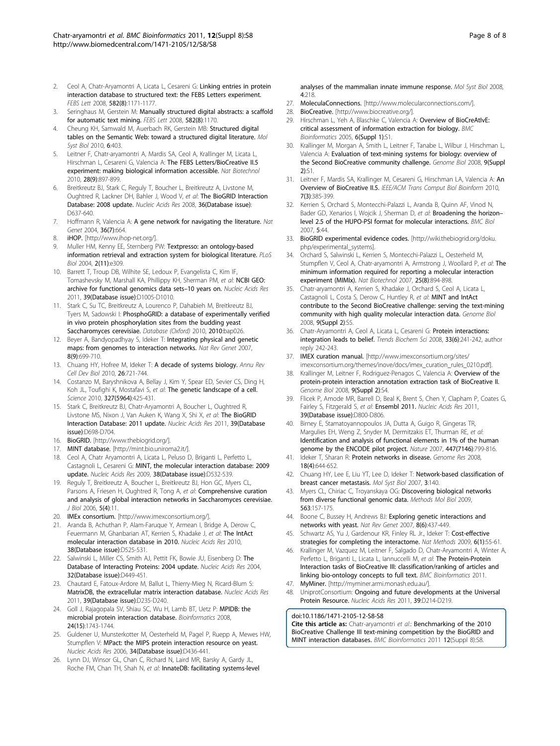2. Ceol A, Chatr-Aryamontri A, Licata L, Cesareni G: **Linking entries in protein interaction database to structured text: the FEBS Letters experiment.** *FEBS Lett* 2008, **582(8)**:1171-1177.
3. Seringhaus M, Gerstein M: **Manually structured digital abstracts: a scaffold for automatic text mining.** *FEBS Lett* 2008, **582(8)**:1170.
4. Cheung KH, Samwald M, Auerbach RK, Gerstein MB: **Structured digital tables on the Semantic Web: toward a structured digital literature.** *Mol Syst Biol* 2010, **6**:403.
5. Leitner F, Chatr-aryamontri A, Mardis SA, Ceol A, Krallinger M, Licata L, Hirschman L, Cesareni G, Valencia A: **The FEBS Letters/BioCreative II.5 experiment: making biological information accessible.** *Nat Biotechnol* 2010, **28(9)**:897-899.
6. Breitkreutz BJ, Stark C, Reguly T, Boucher L, Breitkreutz A, Livstone M, Oughtred R, Lackner DH, Bahler J, Wood V, *et al*: **The BioGRID Interaction Database: 2008 update.** *Nucleic Acids Res* 2008, **36(Database issue)**:D637-640.
7. Hoffmann R, Valencia A: **A gene network for navigating the literature.** *Nat Genet* 2004, **36(7)**:664.
8. **iHOP.** [http://www.ihop-net.org/].
9. Muller HM, Kenny EE, Sternberg PW: **Textpresso: an ontology-based information retrieval and extraction system for biological literature.** *PLoS Biol* 2004, **2(11)**:e309.
10. Barrett T, Troup DB, Wilhite SE, Ledoux P, Evangelista C, Kim IF, Tomashevsky M, Marshall KA, Phillippy KH, Sherman PM, *et al*: **NCBI GEO: archive for functional genomics data sets–10 years on.** *Nucleic Acids Res* 2011, **39(Database issue)**:D1005-D1010.
11. Stark C, Su TC, Breitkreutz A, Lourenco P, Dahabieh M, Breitkreutz BJ, Tyers M, Sadowski I: **PhosphoGRID: a database of experimentally verified in vivo protein phosphorylation sites from the budding yeast Saccharomyces cerevisiae.** *Database (Oxford)* 2010, **2010**:bap026.
12. Beyer A, Bandyopadhyay S, Ideker T: **Integrating physical and genetic maps: from genomes to interaction networks.** *Nat Rev Genet* 2007, **8(9)**:699-710.
13. Chuang HY, Hofree M, Ideker T: **A decade of systems biology.** *Annu Rev Cell Dev Biol* 2010, **26**:721-744.
14. Costanzo M, Baryshnikova A, Bellay J, Kim Y, Spear ED, Sevier CS, Ding H, Koh JL, Toufighi K, Mostafavi S, *et al*: **The genetic landscape of a cell.** *Science* 2010, **327(5964)**:425-431.
15. Stark C, Breitkreutz BJ, Chatr-Aryamontri A, Boucher L, Oughtred R, Livstone MS, Nixon J, Van Auken K, Wang X, Shi X, *et al*: **The BioGRID Interaction Database: 2011 update.** *Nucleic Acids Res* 2011, **39(Database issue)**:D698-D704.
16. **BioGRID.** [http://www.thebiogrid.org/].
17. **MINT database.** [http://mint.bio.uniroma2.it/].
18. Ceol A, Chatr Aryamontri A, Licata L, Peluso D, Briganti L, Perfetto L, Castagnoli L, Cesareni G: **MINT, the molecular interaction database: 2009 update.** *Nucleic Acids Res* 2009, **38(Database issue)**:D532-539.
19. Reguly T, Breitkreutz A, Boucher L, Breitkreutz BJ, Hon GC, Myers CL, Parsons A, Friesen H, Oughtred R, Tong A, *et al*: **Comprehensive curation and analysis of global interaction networks in Saccharomyces cerevisiae.** *J Biol* 2006, **5(4)**:11.
20. **IMEx consortium.** [http://www.imexconsortium.org/].
21. Aranda B, Achuthan P, Alam-Faruque Y, Armean I, Bridge A, Derow C, Feuermann M, Ghanbarian AT, Kerrien S, Khadake J, *et al*: **The IntAct molecular interaction database in 2010.** *Nucleic Acids Res* 2010, **38(Database issue)**:D525-531.
22. Salwinski L, Miller CS, Smith AJ, Pettit FK, Bowie JU, Eisenberg D: **The Database of Interacting Proteins: 2004 update.** *Nucleic Acids Res* 2004, **32(Database issue)**:D449-451.
23. Chautard E, Fatoux-Ardore M, Ballut L, Thierry-Mieg N, Ricard-Blum S: **MatrixDB, the extracellular matrix interaction database.** *Nucleic Acids Res* 2011, **39(Database issue)**:D235-D240.
24. Goll J, Rajagopala SV, Shiau SC, Wu H, Lamb BT, Uetz P: **MPIDB: the microbial protein interaction database.** *Bioinformatics* 2008, **24(15)**:1743-1744.
25. Guldener U, Munsterkotter M, Oesterheld M, Pagel P, Ruepp A, Mewes HW, Stumpflen V: **MPact: the MIPS protein interaction resource on yeast.** *Nucleic Acids Res* 2006, **34(Database issue)**:D436-441.
26. Lynn DJ, Winsor GL, Chan C, Richard N, Laird MR, Barsky A, Gardy JL, Roche FM, Chan TH, Shah N, *et al*: **InnateDB: facilitating systems-level analyses of the mammalian innate immune response.** *Mol Syst Biol* 2008, **4**:218.
27. **MoleculaConnections.** [http://www.molecularconnections.com/].
28. **BioCreative.** [http://www.biocreative.org/].
29. Hirschman L, Yeh A, Blaschke C, Valencia A: **Overview of BioCreAtIvE: critical assessment of information extraction for biology.** *BMC Bioinformatics* 2005, **6(Suppl 1)**:S1.
30. Krallinger M, Morgan A, Smith L, Leitner F, Tanabe L, Wilbur J, Hirschman L, Valencia A: **Evaluation of text-mining systems for biology: overview of the Second BioCreative community challenge.** *Genome Biol* 2008, **9(Suppl 2)**:S1.
31. Leitner F, Mardis SA, Krallinger M, Cesareni G, Hirschman LA, Valencia A: **An Overview of BioCreative II.5.** *IEEE/ACM Trans Comput Biol Bioinform* 2010, **7(3)**:385-399.
32. Kerrien S, Orchard S, Montecchi-Palazzi L, Aranda B, Quinn AF, Vinod N, Bader GD, Xenarios I, Wojcik J, Sherman D, *et al*: **Broadening the horizon–level 2.5 of the HUPO-PSI format for molecular interactions.** *BMC Biol* 2007, **5**:44.
33. **BioGRID experimental evidence codes.** [http://wiki.thebiogrid.org/doku.php/experimental_systems].
34. Orchard S, Salwinski L, Kerrien S, Montecchi-Palazzi L, Oesterheld M, Stumpflen V, Ceol A, Chatr-aryamontri A, Armstrong J, Woollard P, *et al*: **The minimum information required for reporting a molecular interaction experiment (MIMIx).** *Nat Biotechnol* 2007, **25(8)**:894-898.
35. Chatr-aryamontri A, Kerrien S, Khadake J, Orchard S, Ceol A, Licata L, Castagnoli L, Costa S, Derow C, Huntley R, *et al*: **MINT and IntAct contribute to the Second BioCreative challenge: serving the text-mining community with high quality molecular interaction data.** *Genome Biol* 2008, **9(Suppl 2)**:S5.
36. Chatr-Aryamontri A, Ceol A, Licata L, Cesareni G: **Protein interactions: integration leads to belief.** *Trends Biochem Sci* 2008, **33(6)**:241-242, author reply 242-243.
37. **IMEX curation manual.** [http://www.imexconsortium.org/sites/imexconsortium.org/themes/inove/docs/imex_curation_rules_0210.pdf].
38. Krallinger M, Leitner F, Rodriguez-Penagos C, Valencia A: **Overview of the protein-protein interaction annotation extraction task of BioCreative II.** *Genome Biol* 2008, **9(Suppl 2)**:S4.
39. Flicek P, Amode MR, Barrell D, Beal K, Brent S, Chen Y, Clapham P, Coates G, Fairley S, Fitzgerald S, *et al*: **Ensembl 2011.** *Nucleic Acids Res* 2011, **39(Database issue)**:D800-D806.
40. Birney E, Stamatoyannopoulos JA, Dutta A, Guigo R, Gingeras TR, Margulies EH, Weng Z, Snyder M, Dermitzakis ET, Thurman RE, *et al*: **Identification and analysis of functional elements in 1% of the human genome by the ENCODE pilot project.** *Nature* 2007, **447(7146)**:799-816.
41. Ideker T, Sharan R: **Protein networks in disease.** *Genome Res* 2008, **18(4)**:644-652.
42. Chuang HY, Lee E, Liu YT, Lee D, Ideker T: **Network-based classification of breast cancer metastasis.** *Mol Syst Biol* 2007, **3**:140.
43. Myers CL, Chiriac C, Troyanskaya OG: **Discovering biological networks from diverse functional genomic data.** *Methods Mol Biol* 2009, **563**:157-175.
44. Boone C, Bussey H, Andrews BJ: **Exploring genetic interactions and networks with yeast.** *Nat Rev Genet* 2007, **8(6)**:437-449.
45. Schwartz AS, Yu J, Gardenour KR, Finley RL Jr., Ideker T: **Cost-effective strategies for completing the interactome.** *Nat Methods* 2009, **6(1)**:55-61.
46. Krallinger M, Vazquez M, Leitner F, Salgado D, Chatr-Aryamontri A, Winter A, Perfetto L, Briganti L, Licata L, Iannuccelli M, *et al*: **The Protein-Protein Interaction tasks of BioCreative III: classification/ranking of articles and linking bio-ontology concepts to full text.** *BMC Bioinformatics* 2011.
47. **MyMiner.** [http://myminer.armi.monash.edu.au/].
48. UniprotConsortium: **Ongoing and future developments at the Universal Protein Resource.** *Nucleic Acids Res* 2011, **39**:D214-D219.

doi:10.1186/1471-2105-12-S8-S8

**Cite this article as:** Chatr-aryamontri *et al.*: Benchmarking of the 2010 BioCreative Challenge III text-mining competition by the BioGRID and MINT interaction databases. *BMC Bioinformatics* 2011 **12**(Suppl 8):S8.